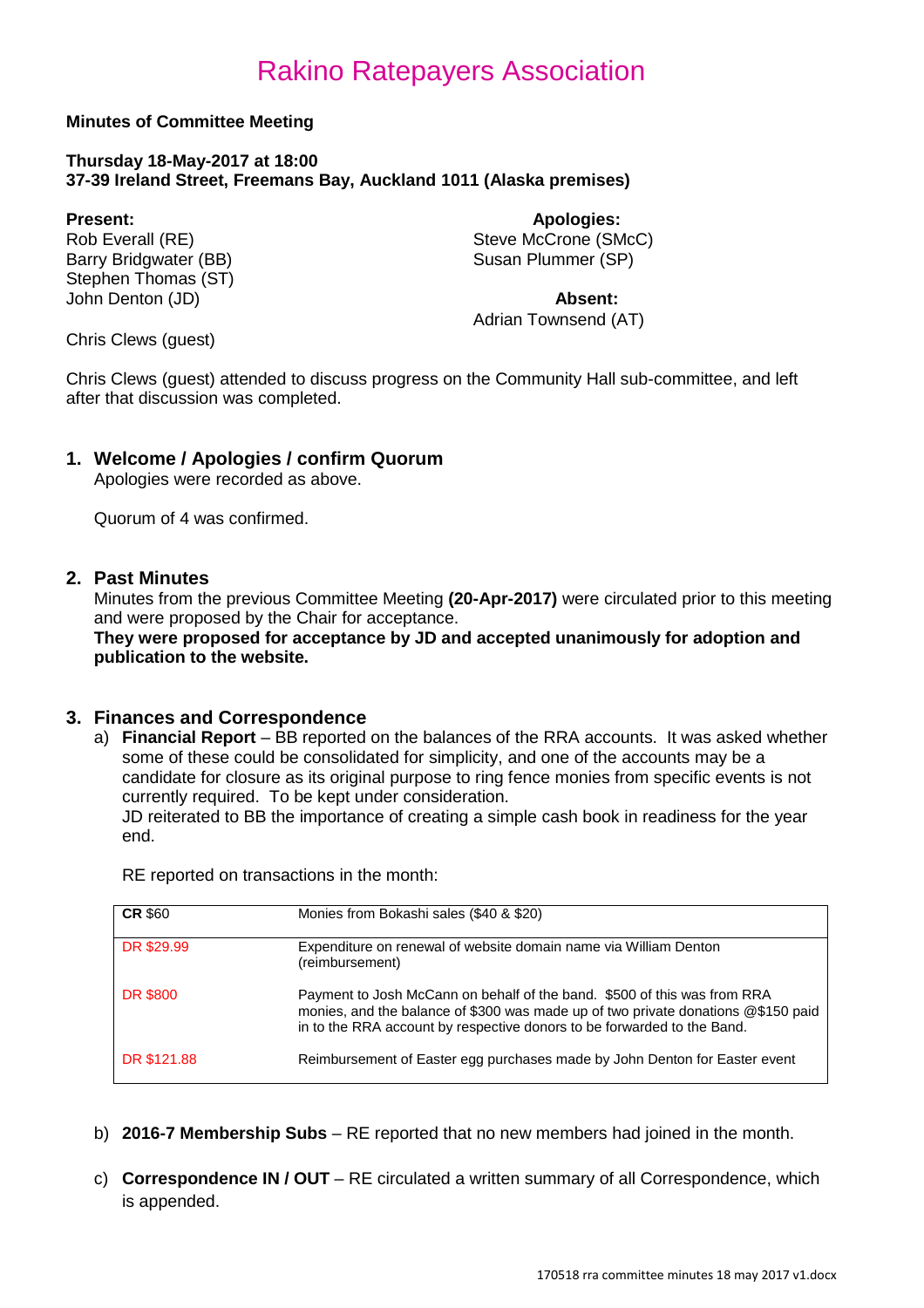# Rakino Ratepayers Association

**Minutes of Committee Meeting**

**Thursday 18-May-2017 at 18:00**
**37-39 Ireland Street, Freemans Bay, Auckland 1011 (Alaska premises)**

**Present:**
Rob Everall (RE)
Barry Bridgwater (BB)
Stephen Thomas (ST)
John Denton (JD)

Chris Clews (guest)

**Apologies:**
Steve McCrone (SMcC)
Susan Plummer (SP)

**Absent:**
Adrian Townsend (AT)

Chris Clews (guest) attended to discuss progress on the Community Hall sub-committee, and left after that discussion was completed.

## 1. Welcome / Apologies / confirm Quorum

Apologies were recorded as above.

Quorum of 4 was confirmed.

## 2. Past Minutes

Minutes from the previous Committee Meeting **(20-Apr-2017)** were circulated prior to this meeting and were proposed by the Chair for acceptance.
**They were proposed for acceptance by JD and accepted unanimously for adoption and publication to the website.**

## 3. Finances and Correspondence

a) **Financial Report** – BB reported on the balances of the RRA accounts. It was asked whether some of these could be consolidated for simplicity, and one of the accounts may be a candidate for closure as its original purpose to ring fence monies from specific events is not currently required. To be kept under consideration.
JD reiterated to BB the importance of creating a simple cash book in readiness for the year end.

RE reported on transactions in the month:

| | |
|---|---|
| **CR** $60 | Monies from Bokashi sales ($40 & $20) |
| DR $29.99 | Expenditure on renewal of website domain name via William Denton (reimbursement) |
| DR $800 | Payment to Josh McCann on behalf of the band. $500 of this was from RRA monies, and the balance of $300 was made up of two private donations @$150 paid in to the RRA account by respective donors to be forwarded to the Band. |
| DR $121.88 | Reimbursement of Easter egg purchases made by John Denton for Easter event |

b) **2016-7 Membership Subs** – RE reported that no new members had joined in the month.

c) **Correspondence IN / OUT** – RE circulated a written summary of all Correspondence, which is appended.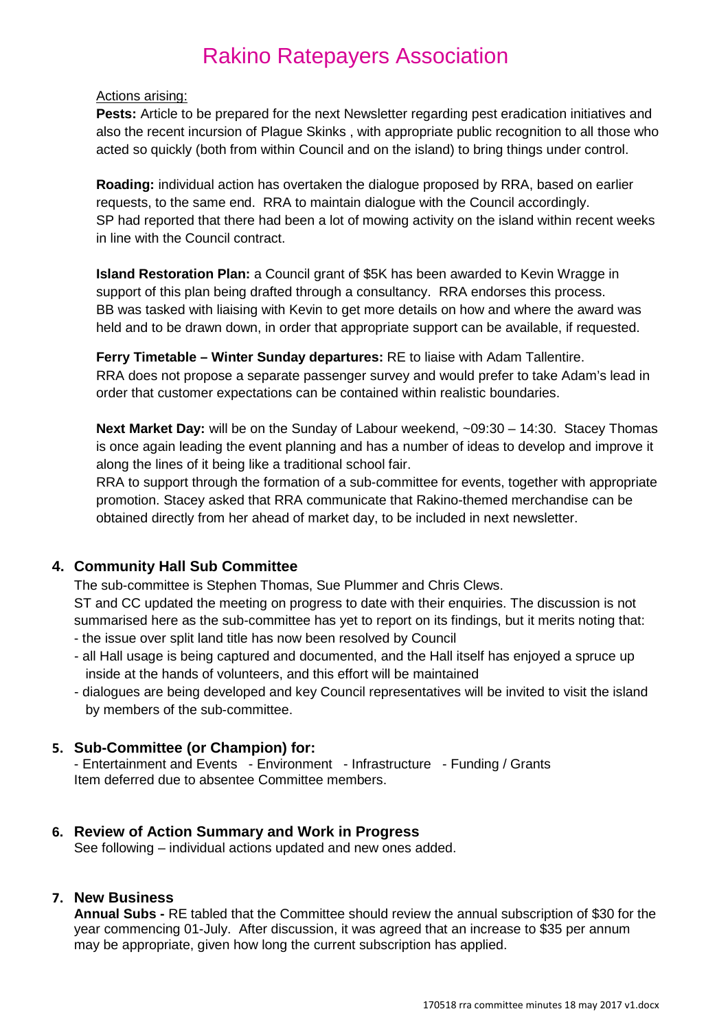# Rakino Ratepayers Association

Actions arising:

**Pests:** Article to be prepared for the next Newsletter regarding pest eradication initiatives and also the recent incursion of Plague Skinks , with appropriate public recognition to all those who acted so quickly (both from within Council and on the island) to bring things under control.

**Roading:** individual action has overtaken the dialogue proposed by RRA, based on earlier requests, to the same end. RRA to maintain dialogue with the Council accordingly.
SP had reported that there had been a lot of mowing activity on the island within recent weeks in line with the Council contract.

**Island Restoration Plan:** a Council grant of $5K has been awarded to Kevin Wragge in support of this plan being drafted through a consultancy. RRA endorses this process.
BB was tasked with liaising with Kevin to get more details on how and where the award was held and to be drawn down, in order that appropriate support can be available, if requested.

**Ferry Timetable – Winter Sunday departures:** RE to liaise with Adam Tallentire.
RRA does not propose a separate passenger survey and would prefer to take Adam's lead in order that customer expectations can be contained within realistic boundaries.

**Next Market Day:** will be on the Sunday of Labour weekend, ~09:30 – 14:30. Stacey Thomas is once again leading the event planning and has a number of ideas to develop and improve it along the lines of it being like a traditional school fair.
RRA to support through the formation of a sub-committee for events, together with appropriate promotion. Stacey asked that RRA communicate that Rakino-themed merchandise can be obtained directly from her ahead of market day, to be included in next newsletter.

## 4. Community Hall Sub Committee

The sub-committee is Stephen Thomas, Sue Plummer and Chris Clews.
ST and CC updated the meeting on progress to date with their enquiries. The discussion is not summarised here as the sub-committee has yet to report on its findings, but it merits noting that:

- the issue over split land title has now been resolved by Council
- all Hall usage is being captured and documented, and the Hall itself has enjoyed a spruce up inside at the hands of volunteers, and this effort will be maintained
- dialogues are being developed and key Council representatives will be invited to visit the island by members of the sub-committee.

## 5. Sub-Committee (or Champion) for:

- Entertainment and Events - Environment - Infrastructure - Funding / Grants
Item deferred due to absentee Committee members.

## 6. Review of Action Summary and Work in Progress

See following – individual actions updated and new ones added.

## 7. New Business

**Annual Subs -** RE tabled that the Committee should review the annual subscription of $30 for the year commencing 01-July. After discussion, it was agreed that an increase to $35 per annum may be appropriate, given how long the current subscription has applied.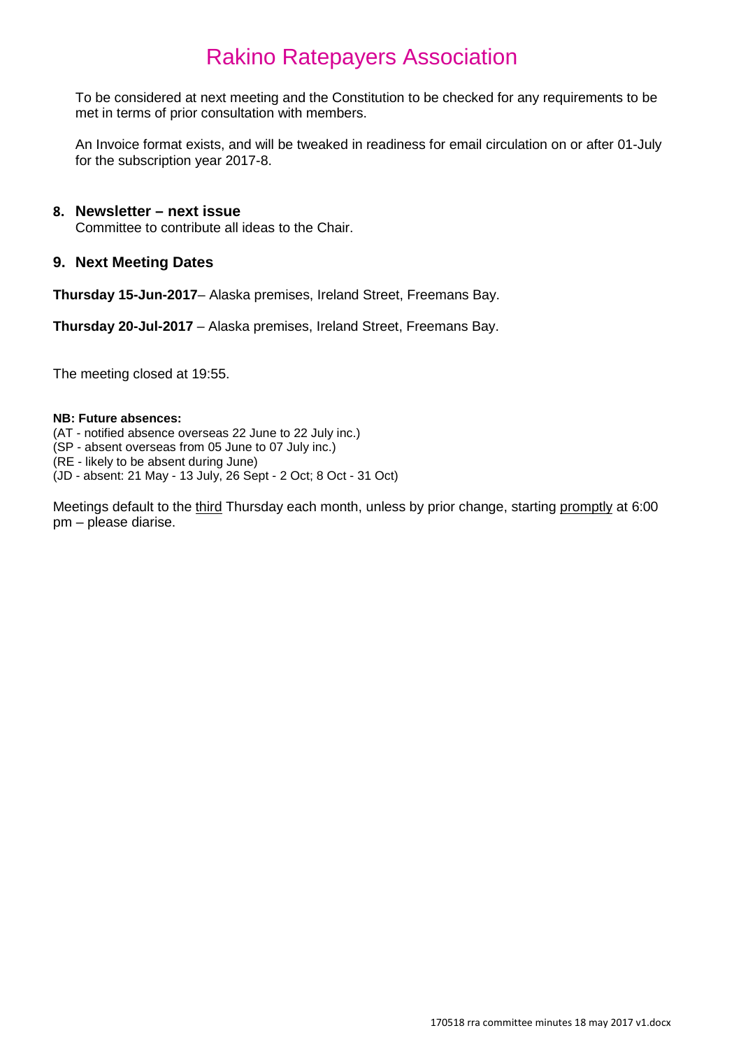To be considered at next meeting and the Constitution to be checked for any requirements to be met in terms of prior consultation with members.

An Invoice format exists, and will be tweaked in readiness for email circulation on or after 01-July for the subscription year 2017-8.

## 8. Newsletter – next issue

Committee to contribute all ideas to the Chair.

## 9. Next Meeting Dates

**Thursday 15-Jun-2017**– Alaska premises, Ireland Street, Freemans Bay.

**Thursday 20-Jul-2017** – Alaska premises, Ireland Street, Freemans Bay.

The meeting closed at 19:55.

**NB: Future absences:**

(AT - notified absence overseas 22 June to 22 July inc.)
(SP - absent overseas from 05 June to 07 July inc.)
(RE - likely to be absent during June)
(JD - absent: 21 May - 13 July, 26 Sept - 2 Oct; 8 Oct - 31 Oct)

Meetings default to the <u>third</u> Thursday each month, unless by prior change, starting <u>promptly</u> at 6:00 pm – please diarise.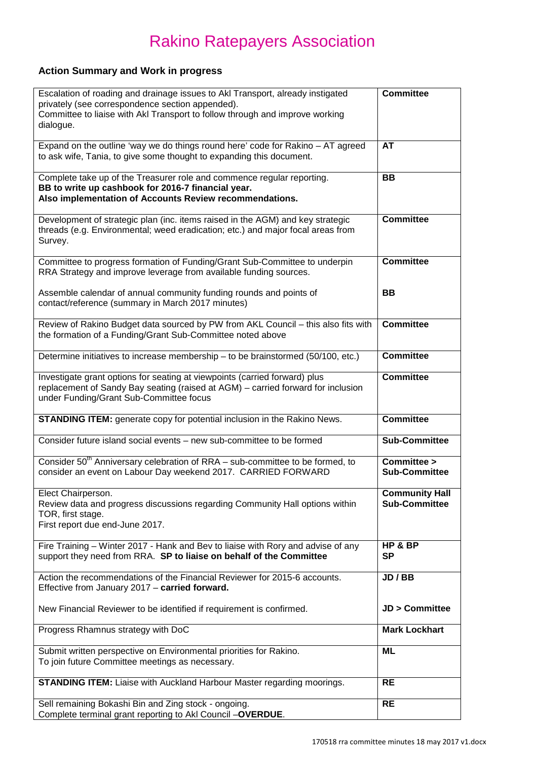# Rakino Ratepayers Association

### Action Summary and Work in progress

| | |
|---|---|
| Escalation of roading and drainage issues to Akl Transport, already instigated privately (see correspondence section appended).<br>Committee to liaise with Akl Transport to follow through and improve working dialogue. | **Committee** |
| Expand on the outline 'way we do things round here' code for Rakino – AT agreed to ask wife, Tania, to give some thought to expanding this document. | **AT** |
| Complete take up of the Treasurer role and commence regular reporting.<br>**BB to write up cashbook for 2016-7 financial year.**<br>**Also implementation of Accounts Review recommendations.** | **BB** |
| Development of strategic plan (inc. items raised in the AGM) and key strategic threads (e.g. Environmental; weed eradication; etc.) and major focal areas from Survey. | **Committee** |
| Committee to progress formation of Funding/Grant Sub-Committee to underpin RRA Strategy and improve leverage from available funding sources.<br><br>Assemble calendar of annual community funding rounds and points of contact/reference (summary in March 2017 minutes) | **Committee**<br><br>**BB** |
| Review of Rakino Budget data sourced by PW from AKL Council – this also fits with the formation of a Funding/Grant Sub-Committee noted above | **Committee** |
| Determine initiatives to increase membership – to be brainstormed (50/100, etc.) | **Committee** |
| Investigate grant options for seating at viewpoints (carried forward) plus replacement of Sandy Bay seating (raised at AGM) – carried forward for inclusion under Funding/Grant Sub-Committee focus | **Committee** |
| **STANDING ITEM:** generate copy for potential inclusion in the Rakino News. | **Committee** |
| Consider future island social events – new sub-committee to be formed | **Sub-Committee** |
| Consider 50th Anniversary celebration of RRA – sub-committee to be formed, to consider an event on Labour Day weekend 2017. CARRIED FORWARD | **Committee > Sub-Committee** |
| Elect Chairperson.<br>Review data and progress discussions regarding Community Hall options within TOR, first stage.<br>First report due end-June 2017. | **Community Hall Sub-Committee** |
| Fire Training – Winter 2017 - Hank and Bev to liaise with Rory and advise of any support they need from RRA. **SP to liaise on behalf of the Committee** | **HP & BP**<br>**SP** |
| Action the recommendations of the Financial Reviewer for 2015-6 accounts. Effective from January 2017 – **carried forward.**<br><br>New Financial Reviewer to be identified if requirement is confirmed. | **JD / BB**<br><br>**JD > Committee** |
| Progress Rhamnus strategy with DoC | **Mark Lockhart** |
| Submit written perspective on Environmental priorities for Rakino.<br>To join future Committee meetings as necessary. | **ML** |
| **STANDING ITEM:** Liaise with Auckland Harbour Master regarding moorings. | **RE** |
| Sell remaining Bokashi Bin and Zing stock - ongoing.<br>Complete terminal grant reporting to Akl Council –**OVERDUE**. | **RE** |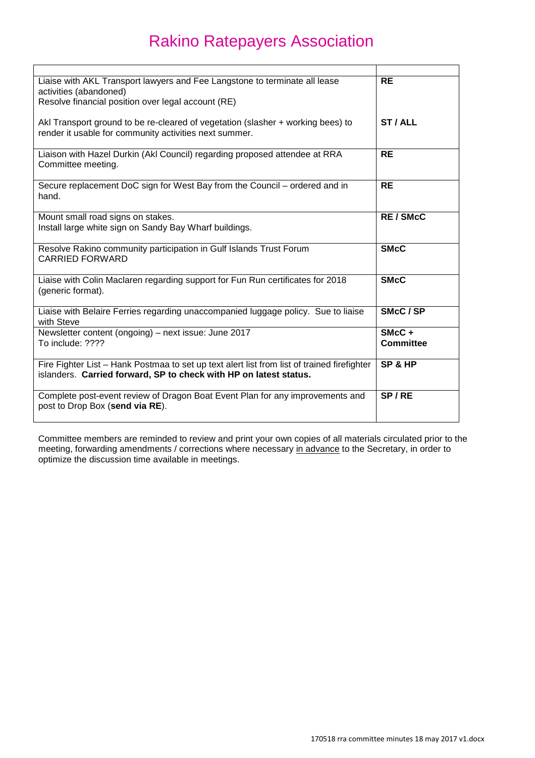# Rakino Ratepayers Association

| | |
|---|---|
| Liaise with AKL Transport lawyers and Fee Langstone to terminate all lease activities (abandoned)<br>Resolve financial position over legal account (RE)<br><br>Akl Transport ground to be re-cleared of vegetation (slasher + working bees) to render it usable for community activities next summer. | **RE**<br><br><br><br>**ST / ALL** |
| Liaison with Hazel Durkin (Akl Council) regarding proposed attendee at RRA Committee meeting. | **RE** |
| Secure replacement DoC sign for West Bay from the Council – ordered and in hand. | **RE** |
| Mount small road signs on stakes.<br>Install large white sign on Sandy Bay Wharf buildings. | **RE / SMcC** |
| Resolve Rakino community participation in Gulf Islands Trust Forum<br>CARRIED FORWARD | **SMcC** |
| Liaise with Colin Maclaren regarding support for Fun Run certificates for 2018 (generic format). | **SMcC** |
| Liaise with Belaire Ferries regarding unaccompanied luggage policy. Sue to liaise with Steve | **SMcC / SP** |
| Newsletter content (ongoing) – next issue: June 2017<br>To include: ???? | **SMcC + Committee** |
| Fire Fighter List – Hank Postmaa to set up text alert list from list of trained firefighter islanders. **Carried forward, SP to check with HP on latest status.** | **SP & HP** |
| Complete post-event review of Dragon Boat Event Plan for any improvements and post to Drop Box (**send via RE**). | **SP / RE** |

Committee members are reminded to review and print your own copies of all materials circulated prior to the meeting, forwarding amendments / corrections where necessary in advance to the Secretary, in order to optimize the discussion time available in meetings.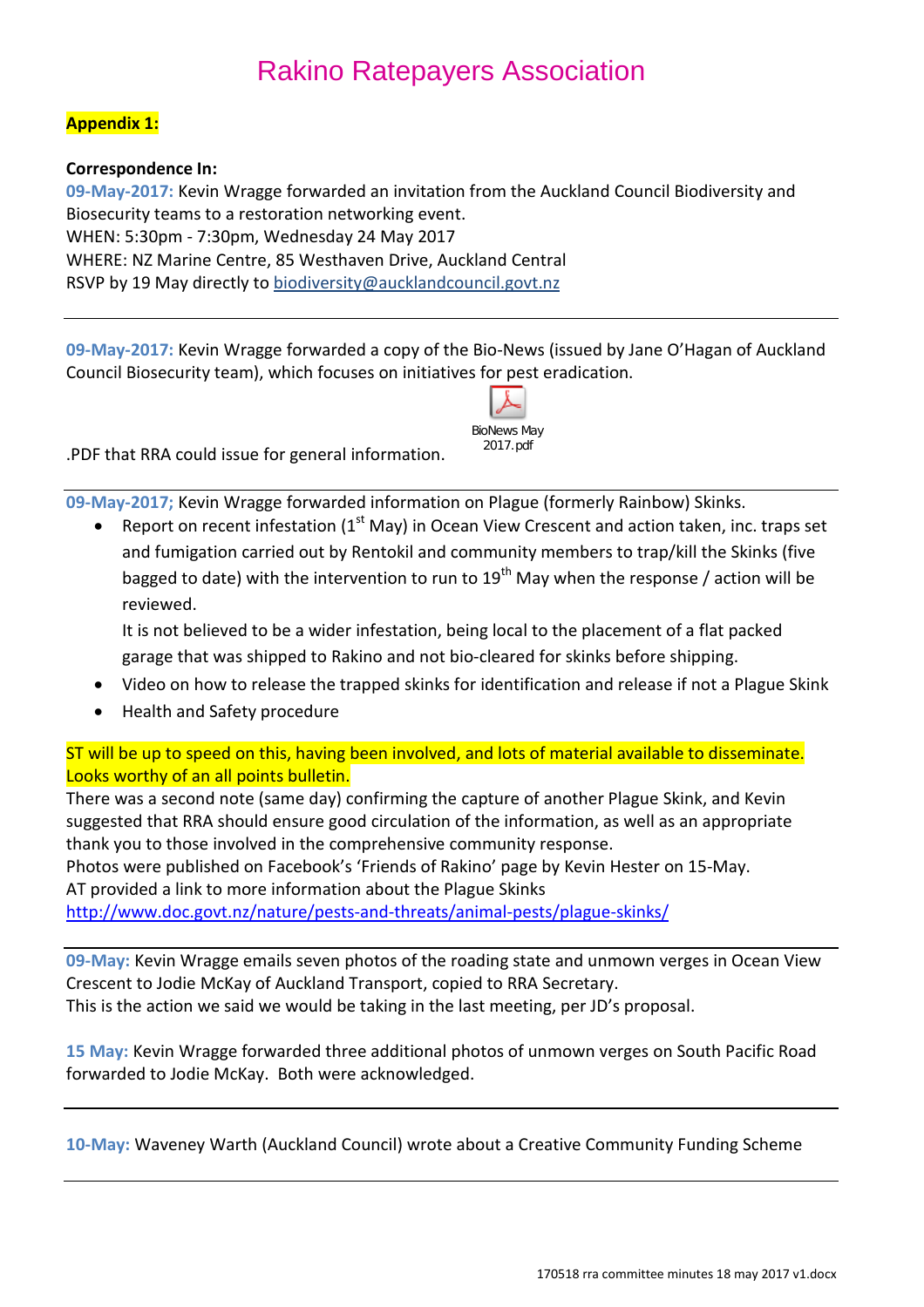# Rakino Ratepayers Association

**Appendix 1:**

**Correspondence In:**

**09-May-2017:** Kevin Wragge forwarded an invitation from the Auckland Council Biodiversity and Biosecurity teams to a restoration networking event.
WHEN: 5:30pm - 7:30pm, Wednesday 24 May 2017
WHERE: NZ Marine Centre, 85 Westhaven Drive, Auckland Central
RSVP by 19 May directly to biodiversity@aucklandcouncil.govt.nz

---

**09-May-2017:** Kevin Wragge forwarded a copy of the Bio-News (issued by Jane O'Hagan of Auckland Council Biosecurity team), which focuses on initiatives for pest eradication.

BioNews May 2017.pdf

.PDF that RRA could issue for general information.

---

**09-May-2017;** Kevin Wragge forwarded information on Plague (formerly Rainbow) Skinks.

- Report on recent infestation (1st May) in Ocean View Crescent and action taken, inc. traps set and fumigation carried out by Rentokil and community members to trap/kill the Skinks (five bagged to date) with the intervention to run to 19th May when the response / action will be reviewed.
  It is not believed to be a wider infestation, being local to the placement of a flat packed garage that was shipped to Rakino and not bio-cleared for skinks before shipping.
- Video on how to release the trapped skinks for identification and release if not a Plague Skink
- Health and Safety procedure

ST will be up to speed on this, having been involved, and lots of material available to disseminate. Looks worthy of an all points bulletin.

There was a second note (same day) confirming the capture of another Plague Skink, and Kevin suggested that RRA should ensure good circulation of the information, as well as an appropriate thank you to those involved in the comprehensive community response.
Photos were published on Facebook's 'Friends of Rakino' page by Kevin Hester on 15-May.
AT provided a link to more information about the Plague Skinks
http://www.doc.govt.nz/nature/pests-and-threats/animal-pests/plague-skinks/

---

**09-May:** Kevin Wragge emails seven photos of the roading state and unmown verges in Ocean View Crescent to Jodie McKay of Auckland Transport, copied to RRA Secretary.
This is the action we said we would be taking in the last meeting, per JD's proposal.

**15 May:** Kevin Wragge forwarded three additional photos of unmown verges on South Pacific Road forwarded to Jodie McKay. Both were acknowledged.

---

**10-May:** Waveney Warth (Auckland Council) wrote about a Creative Community Funding Scheme

---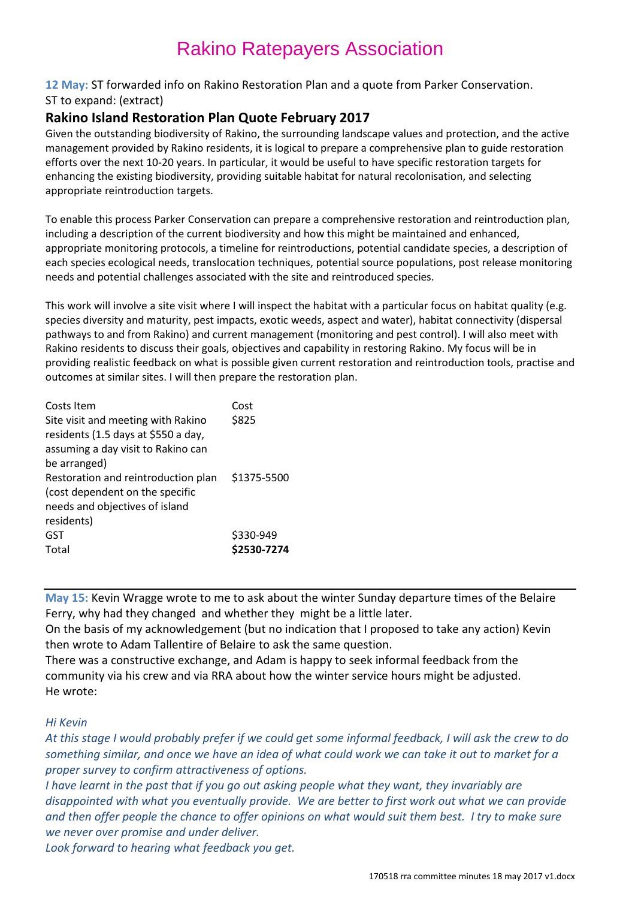# Rakino Ratepayers Association

**12 May:** ST forwarded info on Rakino Restoration Plan and a quote from Parker Conservation.
ST to expand: (extract)

## Rakino Island Restoration Plan Quote February 2017

Given the outstanding biodiversity of Rakino, the surrounding landscape values and protection, and the active management provided by Rakino residents, it is logical to prepare a comprehensive plan to guide restoration efforts over the next 10-20 years. In particular, it would be useful to have specific restoration targets for enhancing the existing biodiversity, providing suitable habitat for natural recolonisation, and selecting appropriate reintroduction targets.

To enable this process Parker Conservation can prepare a comprehensive restoration and reintroduction plan, including a description of the current biodiversity and how this might be maintained and enhanced, appropriate monitoring protocols, a timeline for reintroductions, potential candidate species, a description of each species ecological needs, translocation techniques, potential source populations, post release monitoring needs and potential challenges associated with the site and reintroduced species.

This work will involve a site visit where I will inspect the habitat with a particular focus on habitat quality (e.g. species diversity and maturity, pest impacts, exotic weeds, aspect and water), habitat connectivity (dispersal pathways to and from Rakino) and current management (monitoring and pest control). I will also meet with Rakino residents to discuss their goals, objectives and capability in restoring Rakino. My focus will be in providing realistic feedback on what is possible given current restoration and reintroduction tools, practise and outcomes at similar sites. I will then prepare the restoration plan.

| Costs Item | Cost |
|---|---|
| Site visit and meeting with Rakino residents (1.5 days at $550 a day, assuming a day visit to Rakino can be arranged) | $825 |
| Restoration and reintroduction plan (cost dependent on the specific needs and objectives of island residents) | $1375-5500 |
| GST | $330-949 |
| Total | **$2530-7274** |

---

**May 15:** Kevin Wragge wrote to me to ask about the winter Sunday departure times of the Belaire Ferry, why had they changed and whether they might be a little later.
On the basis of my acknowledgement (but no indication that I proposed to take any action) Kevin then wrote to Adam Tallentire of Belaire to ask the same question.
There was a constructive exchange, and Adam is happy to seek informal feedback from the community via his crew and via RRA about how the winter service hours might be adjusted.
He wrote:

*Hi Kevin*
*At this stage I would probably prefer if we could get some informal feedback, I will ask the crew to do something similar, and once we have an idea of what could work we can take it out to market for a proper survey to confirm attractiveness of options.*
*I have learnt in the past that if you go out asking people what they want, they invariably are disappointed with what you eventually provide. We are better to first work out what we can provide and then offer people the chance to offer opinions on what would suit them best. I try to make sure we never over promise and under deliver.*
*Look forward to hearing what feedback you get.*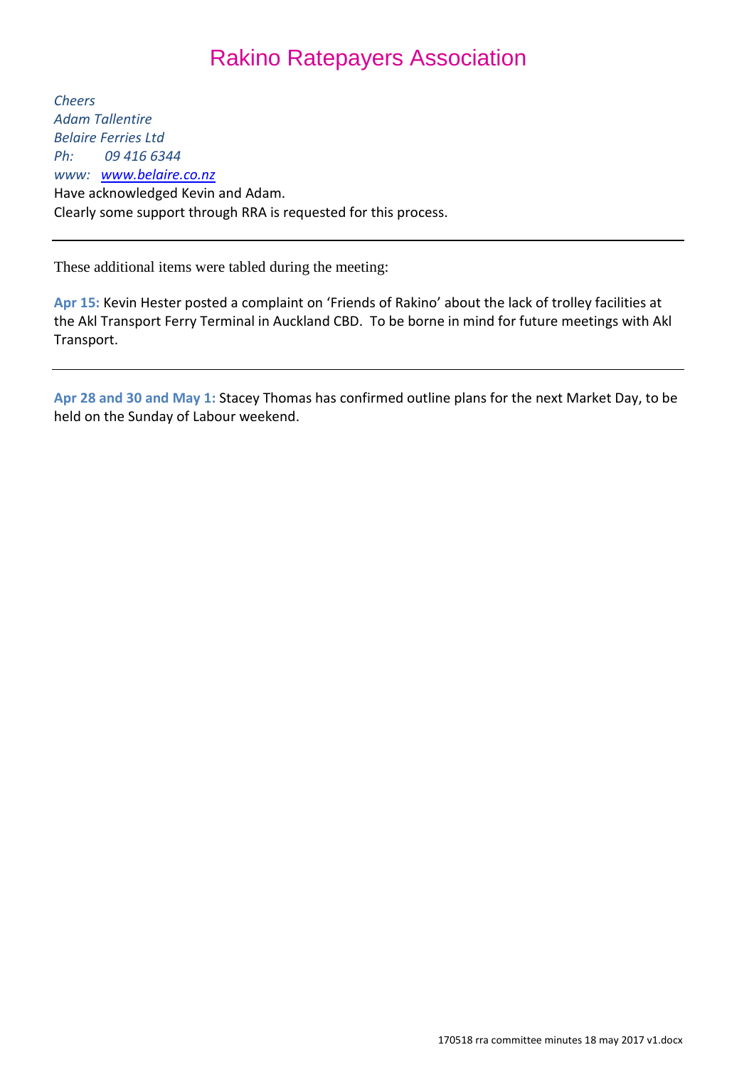*Cheers*
*Adam Tallentire*
*Belaire Ferries Ltd*
*Ph: 09 416 6344*
*www: [www.belaire.co.nz](http://www.belaire.co.nz)*
Have acknowledged Kevin and Adam.
Clearly some support through RRA is requested for this process.

---

These additional items were tabled during the meeting:

**Apr 15:** Kevin Hester posted a complaint on 'Friends of Rakino' about the lack of trolley facilities at the Akl Transport Ferry Terminal in Auckland CBD. To be borne in mind for future meetings with Akl Transport.

---

**Apr 28 and 30 and May 1:** Stacey Thomas has confirmed outline plans for the next Market Day, to be held on the Sunday of Labour weekend.